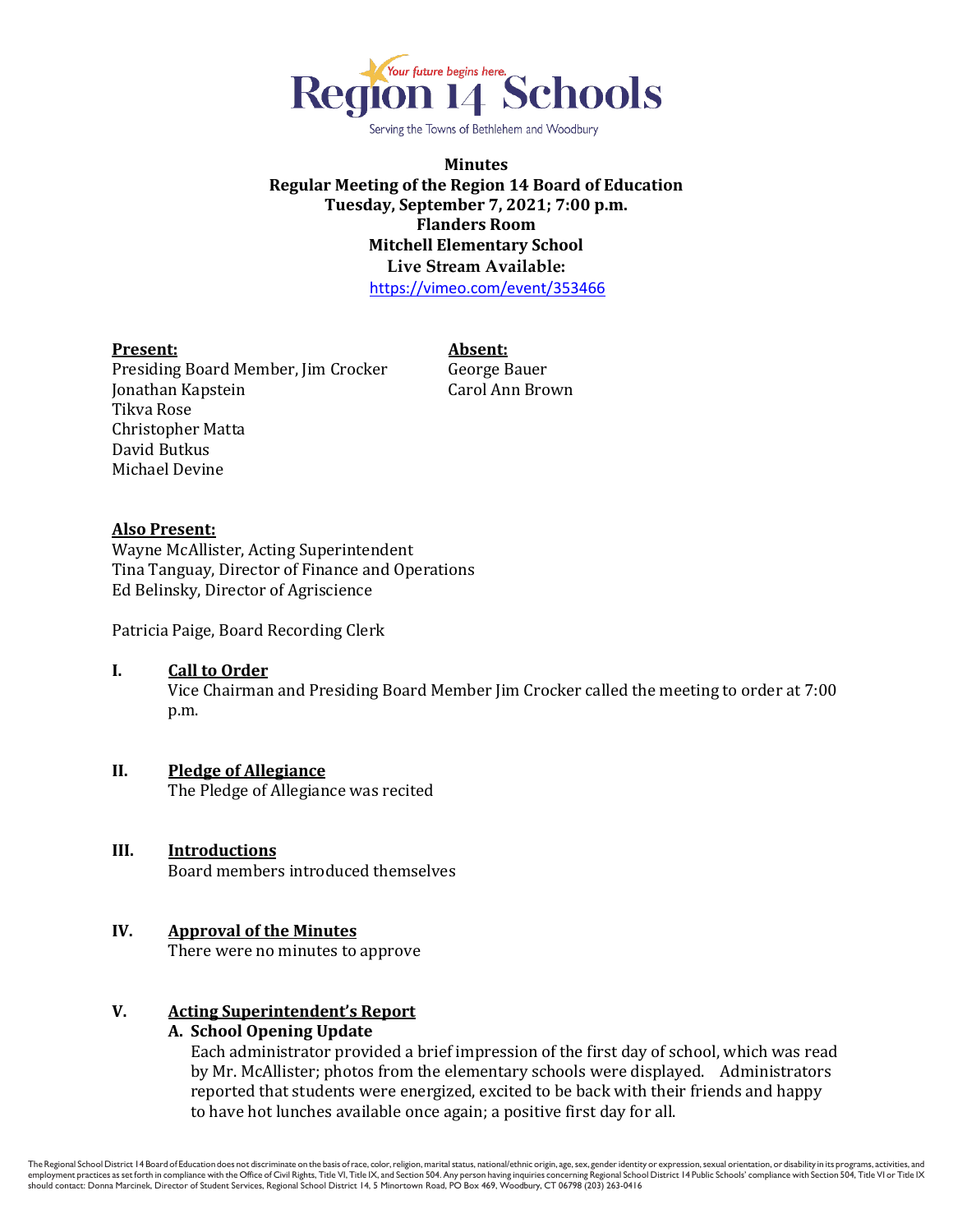Region 14 Schools
Your future begins here.
Serving the Towns of Bethlehem and Woodbury

**Minutes**
**Regular Meeting of the Region 14 Board of Education**
**Tuesday, September 7, 2021; 7:00 p.m.**
**Flanders Room**
**Mitchell Elementary School**
**Live Stream Available:**
https://vimeo.com/event/353466

**Present:**
Presiding Board Member, Jim Crocker
Jonathan Kapstein
Tikva Rose
Christopher Matta
David Butkus
Michael Devine

**Absent:**
George Bauer
Carol Ann Brown

**Also Present:**
Wayne McAllister, Acting Superintendent
Tina Tanguay, Director of Finance and Operations
Ed Belinsky, Director of Agriscience

Patricia Paige, Board Recording Clerk

## I. Call to Order

Vice Chairman and Presiding Board Member Jim Crocker called the meeting to order at 7:00 p.m.

## II. Pledge of Allegiance

The Pledge of Allegiance was recited

## III. Introductions

Board members introduced themselves

## IV. Approval of the Minutes

There were no minutes to approve

## V. Acting Superintendent's Report

### A. School Opening Update

Each administrator provided a brief impression of the first day of school, which was read by Mr. McAllister; photos from the elementary schools were displayed. Administrators reported that students were energized, excited to be back with their friends and happy to have hot lunches available once again; a positive first day for all.

The Regional School District 14 Board of Education does not discriminate on the basis of race, color, religion, marital status, national/ethnic origin, age, sex, gender identity or expression, sexual orientation, or disability in its programs, activities, and employment practices as set forth in compliance with the Office of Civil Rights, Title VI, Title IX, and Section 504. Any person having inquiries concerning Regional School District 14 Public Schools' compliance with Section 504, Title VI or Title IX should contact: Donna Marcinek, Director of Student Services, Regional School District 14, 5 Minortown Road, PO Box 469, Woodbury, CT 06798 (203) 263-0416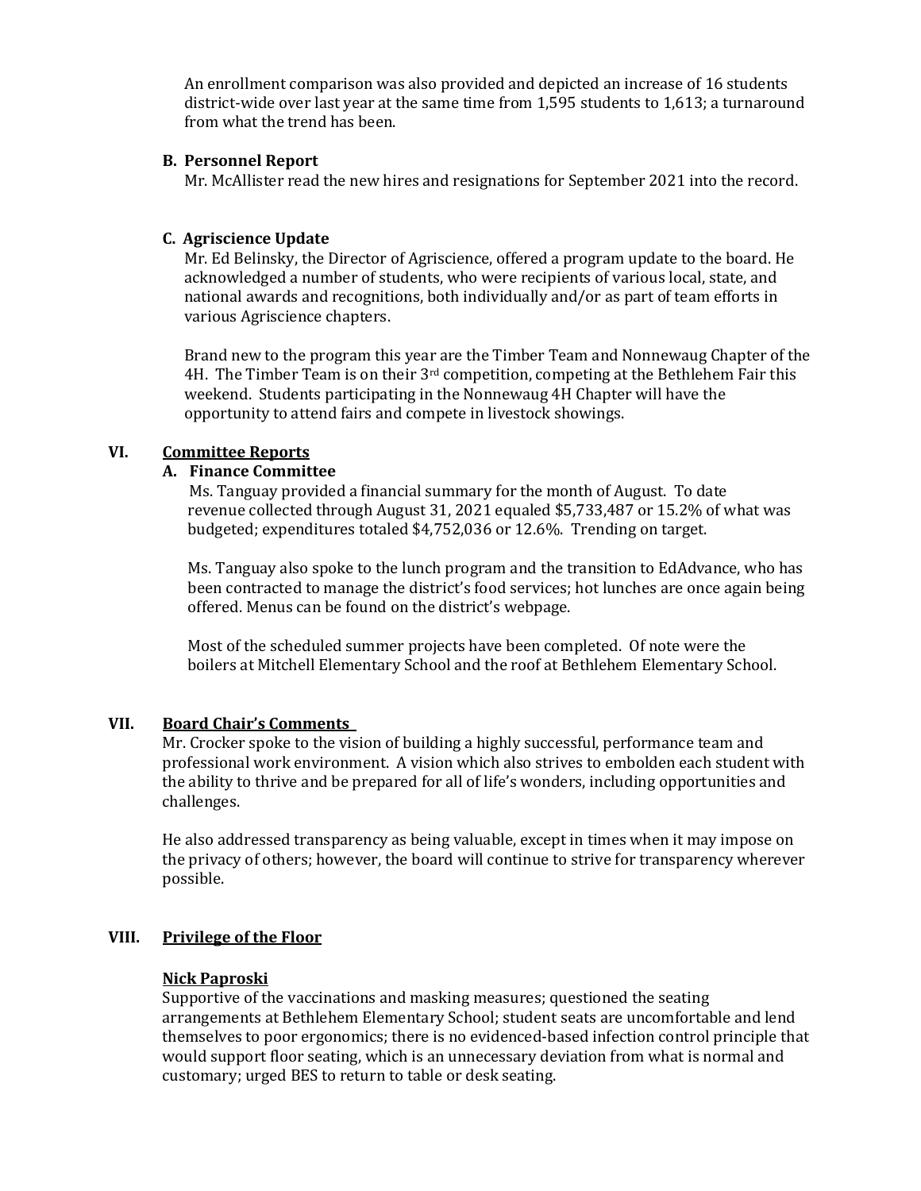An enrollment comparison was also provided and depicted an increase of 16 students district-wide over last year at the same time from 1,595 students to 1,613; a turnaround from what the trend has been.

### B. Personnel Report

Mr. McAllister read the new hires and resignations for September 2021 into the record.

### C. Agriscience Update

Mr. Ed Belinsky, the Director of Agriscience, offered a program update to the board. He acknowledged a number of students, who were recipients of various local, state, and national awards and recognitions, both individually and/or as part of team efforts in various Agriscience chapters.

Brand new to the program this year are the Timber Team and Nonnewaug Chapter of the 4H. The Timber Team is on their 3rd competition, competing at the Bethlehem Fair this weekend. Students participating in the Nonnewaug 4H Chapter will have the opportunity to attend fairs and compete in livestock showings.

## VI. Committee Reports

### A. Finance Committee

Ms. Tanguay provided a financial summary for the month of August. To date revenue collected through August 31, 2021 equaled $5,733,487 or 15.2% of what was budgeted; expenditures totaled $4,752,036 or 12.6%. Trending on target.

Ms. Tanguay also spoke to the lunch program and the transition to EdAdvance, who has been contracted to manage the district's food services; hot lunches are once again being offered. Menus can be found on the district's webpage.

Most of the scheduled summer projects have been completed. Of note were the boilers at Mitchell Elementary School and the roof at Bethlehem Elementary School.

## VII. Board Chair's Comments

Mr. Crocker spoke to the vision of building a highly successful, performance team and professional work environment. A vision which also strives to embolden each student with the ability to thrive and be prepared for all of life's wonders, including opportunities and challenges.

He also addressed transparency as being valuable, except in times when it may impose on the privacy of others; however, the board will continue to strive for transparency wherever possible.

## VIII. Privilege of the Floor

**Nick Paproski**

Supportive of the vaccinations and masking measures; questioned the seating arrangements at Bethlehem Elementary School; student seats are uncomfortable and lend themselves to poor ergonomics; there is no evidenced-based infection control principle that would support floor seating, which is an unnecessary deviation from what is normal and customary; urged BES to return to table or desk seating.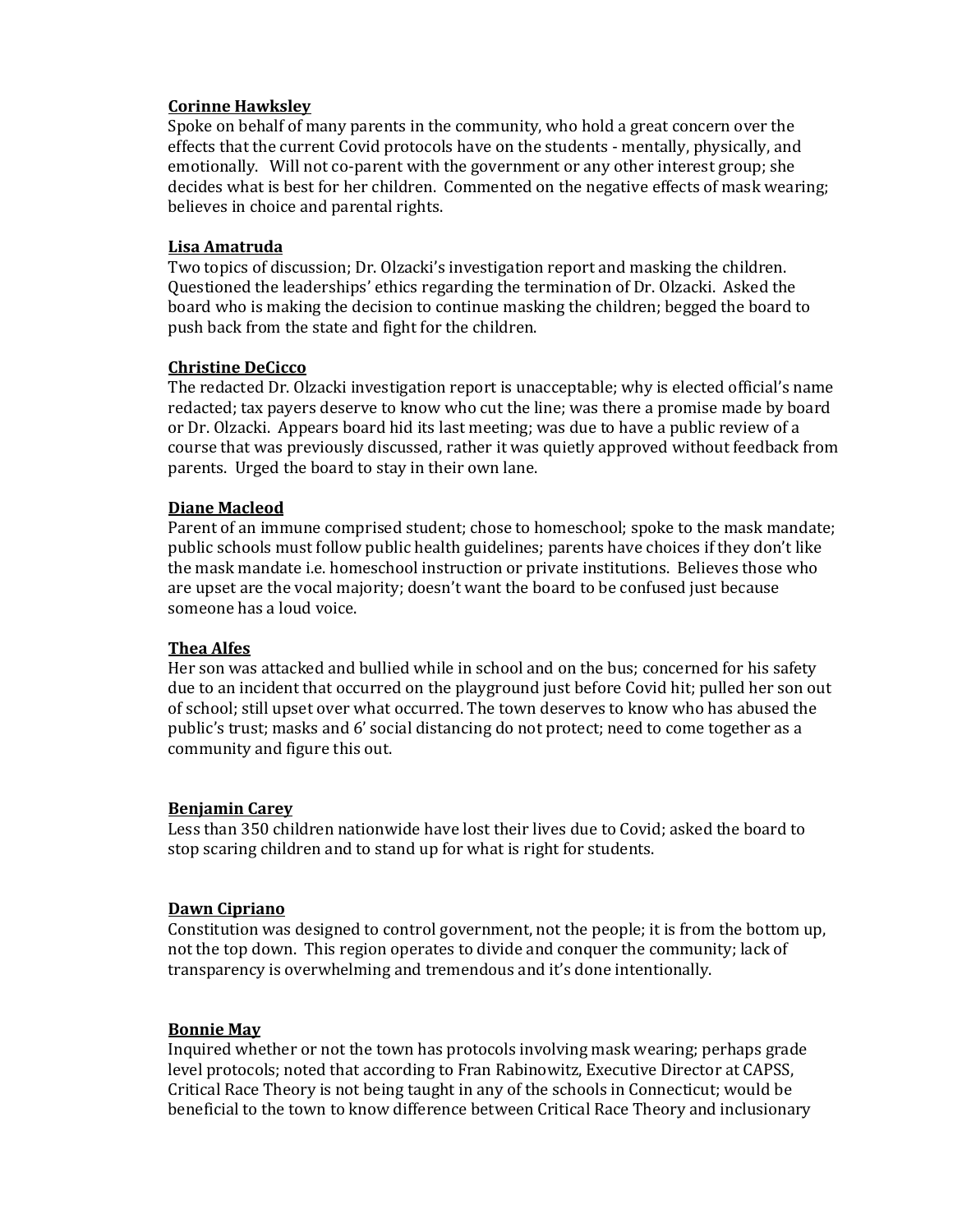**Corinne Hawksley**
Spoke on behalf of many parents in the community, who hold a great concern over the effects that the current Covid protocols have on the students - mentally, physically, and emotionally. Will not co-parent with the government or any other interest group; she decides what is best for her children. Commented on the negative effects of mask wearing; believes in choice and parental rights.

**Lisa Amatruda**
Two topics of discussion; Dr. Olzacki's investigation report and masking the children. Questioned the leaderships' ethics regarding the termination of Dr. Olzacki. Asked the board who is making the decision to continue masking the children; begged the board to push back from the state and fight for the children.

**Christine DeCicco**
The redacted Dr. Olzacki investigation report is unacceptable; why is elected official's name redacted; tax payers deserve to know who cut the line; was there a promise made by board or Dr. Olzacki. Appears board hid its last meeting; was due to have a public review of a course that was previously discussed, rather it was quietly approved without feedback from parents. Urged the board to stay in their own lane.

**Diane Macleod**
Parent of an immune comprised student; chose to homeschool; spoke to the mask mandate; public schools must follow public health guidelines; parents have choices if they don't like the mask mandate i.e. homeschool instruction or private institutions. Believes those who are upset are the vocal majority; doesn't want the board to be confused just because someone has a loud voice.

**Thea Alfes**
Her son was attacked and bullied while in school and on the bus; concerned for his safety due to an incident that occurred on the playground just before Covid hit; pulled her son out of school; still upset over what occurred. The town deserves to know who has abused the public's trust; masks and 6' social distancing do not protect; need to come together as a community and figure this out.

**Benjamin Carey**
Less than 350 children nationwide have lost their lives due to Covid; asked the board to stop scaring children and to stand up for what is right for students.

**Dawn Cipriano**
Constitution was designed to control government, not the people; it is from the bottom up, not the top down. This region operates to divide and conquer the community; lack of transparency is overwhelming and tremendous and it's done intentionally.

**Bonnie May**
Inquired whether or not the town has protocols involving mask wearing; perhaps grade level protocols; noted that according to Fran Rabinowitz, Executive Director at CAPSS, Critical Race Theory is not being taught in any of the schools in Connecticut; would be beneficial to the town to know difference between Critical Race Theory and inclusionary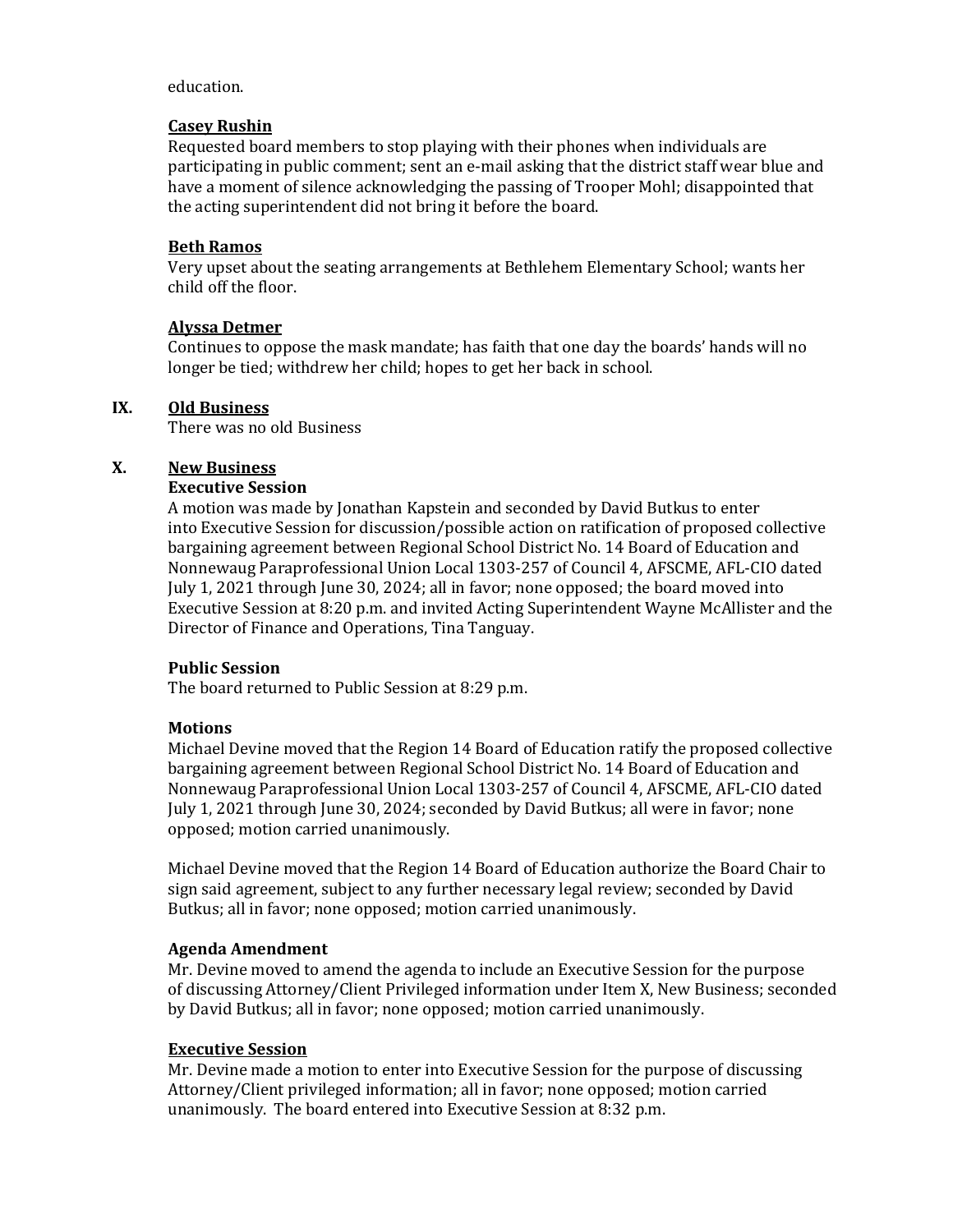education.

**Casey Rushin**
Requested board members to stop playing with their phones when individuals are participating in public comment; sent an e-mail asking that the district staff wear blue and have a moment of silence acknowledging the passing of Trooper Mohl; disappointed that the acting superintendent did not bring it before the board.

**Beth Ramos**
Very upset about the seating arrangements at Bethlehem Elementary School; wants her child off the floor.

**Alyssa Detmer**
Continues to oppose the mask mandate; has faith that one day the boards' hands will no longer be tied; withdrew her child; hopes to get her back in school.

## IX. Old Business

There was no old Business

## X. New Business

**Executive Session**
A motion was made by Jonathan Kapstein and seconded by David Butkus to enter into Executive Session for discussion/possible action on ratification of proposed collective bargaining agreement between Regional School District No. 14 Board of Education and Nonnewaug Paraprofessional Union Local 1303-257 of Council 4, AFSCME, AFL-CIO dated July 1, 2021 through June 30, 2024; all in favor; none opposed; the board moved into Executive Session at 8:20 p.m. and invited Acting Superintendent Wayne McAllister and the Director of Finance and Operations, Tina Tanguay.

**Public Session**
The board returned to Public Session at 8:29 p.m.

**Motions**
Michael Devine moved that the Region 14 Board of Education ratify the proposed collective bargaining agreement between Regional School District No. 14 Board of Education and Nonnewaug Paraprofessional Union Local 1303-257 of Council 4, AFSCME, AFL-CIO dated July 1, 2021 through June 30, 2024; seconded by David Butkus; all were in favor; none opposed; motion carried unanimously.

Michael Devine moved that the Region 14 Board of Education authorize the Board Chair to sign said agreement, subject to any further necessary legal review; seconded by David Butkus; all in favor; none opposed; motion carried unanimously.

**Agenda Amendment**
Mr. Devine moved to amend the agenda to include an Executive Session for the purpose of discussing Attorney/Client Privileged information under Item X, New Business; seconded by David Butkus; all in favor; none opposed; motion carried unanimously.

**Executive Session**
Mr. Devine made a motion to enter into Executive Session for the purpose of discussing Attorney/Client privileged information; all in favor; none opposed; motion carried unanimously. The board entered into Executive Session at 8:32 p.m.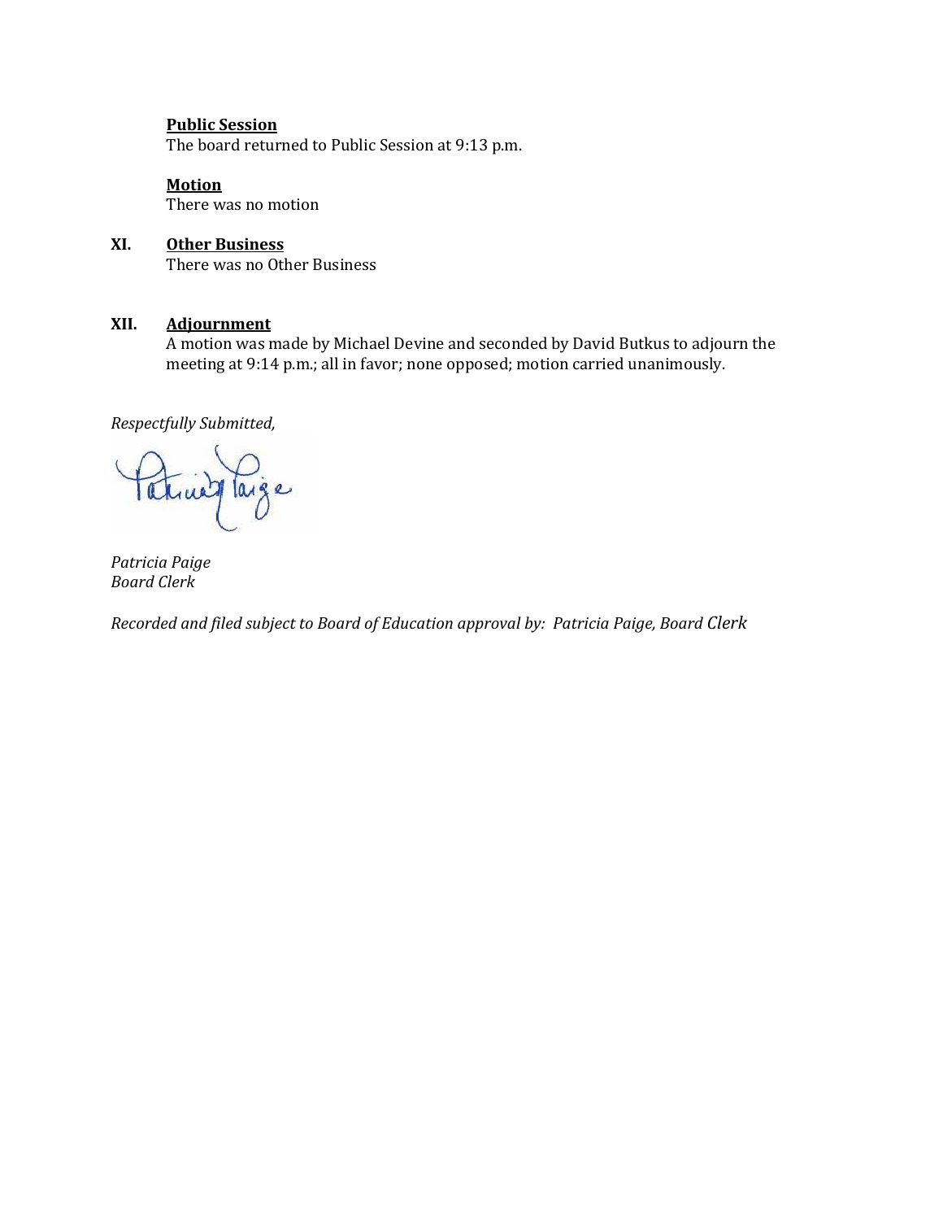**Public Session**
The board returned to Public Session at 9:13 p.m.

**Motion**
There was no motion

## XI. Other Business

There was no Other Business

## XII. Adjournment

A motion was made by Michael Devine and seconded by David Butkus to adjourn the meeting at 9:14 p.m.; all in favor; none opposed; motion carried unanimously.

*Respectfully Submitted,*

*Patricia Paige*
*Board Clerk*

*Recorded and filed subject to Board of Education approval by: Patricia Paige, Board Clerk*